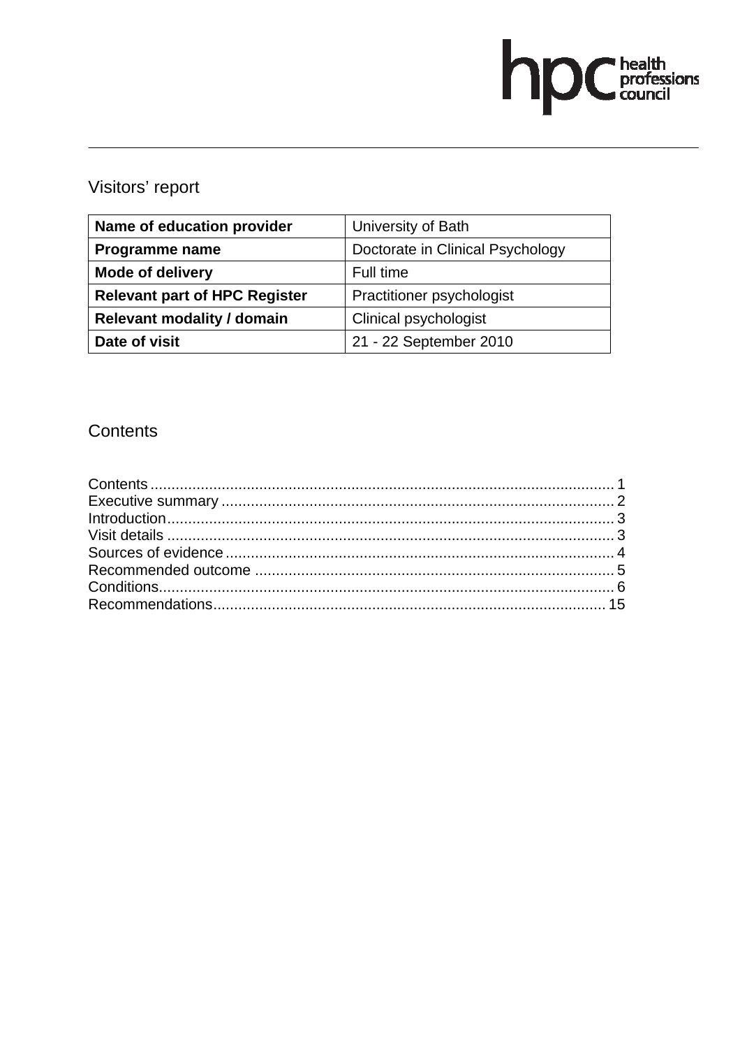# Visitors' report

| Name of education provider | University of Bath |
|---|---|
| **Programme name** | Doctorate in Clinical Psychology |
| **Mode of delivery** | Full time |
| **Relevant part of HPC Register** | Practitioner psychologist |
| **Relevant modality / domain** | Clinical psychologist |
| **Date of visit** | 21 - 22 September 2010 |

## Contents

Contents ..... 1
Executive summary ..... 2
Introduction ..... 3
Visit details ..... 3
Sources of evidence ..... 4
Recommended outcome ..... 5
Conditions ..... 6
Recommendations ..... 15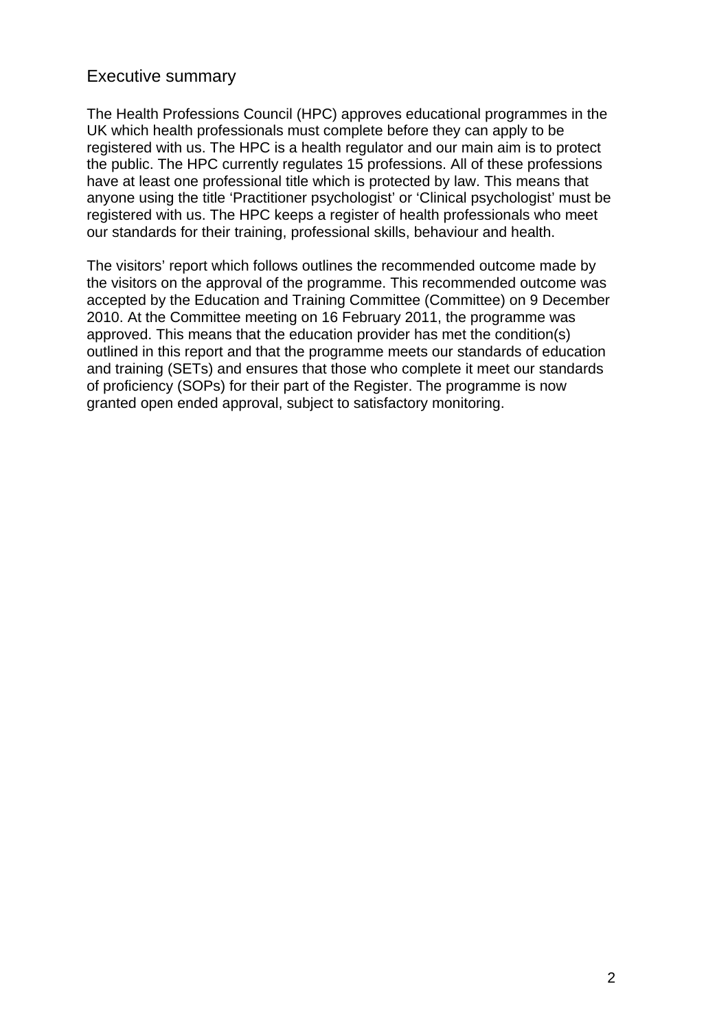## Executive summary

The Health Professions Council (HPC) approves educational programmes in the UK which health professionals must complete before they can apply to be registered with us. The HPC is a health regulator and our main aim is to protect the public. The HPC currently regulates 15 professions. All of these professions have at least one professional title which is protected by law. This means that anyone using the title 'Practitioner psychologist' or 'Clinical psychologist' must be registered with us. The HPC keeps a register of health professionals who meet our standards for their training, professional skills, behaviour and health.

The visitors' report which follows outlines the recommended outcome made by the visitors on the approval of the programme. This recommended outcome was accepted by the Education and Training Committee (Committee) on 9 December 2010. At the Committee meeting on 16 February 2011, the programme was approved. This means that the education provider has met the condition(s) outlined in this report and that the programme meets our standards of education and training (SETs) and ensures that those who complete it meet our standards of proficiency (SOPs) for their part of the Register. The programme is now granted open ended approval, subject to satisfactory monitoring.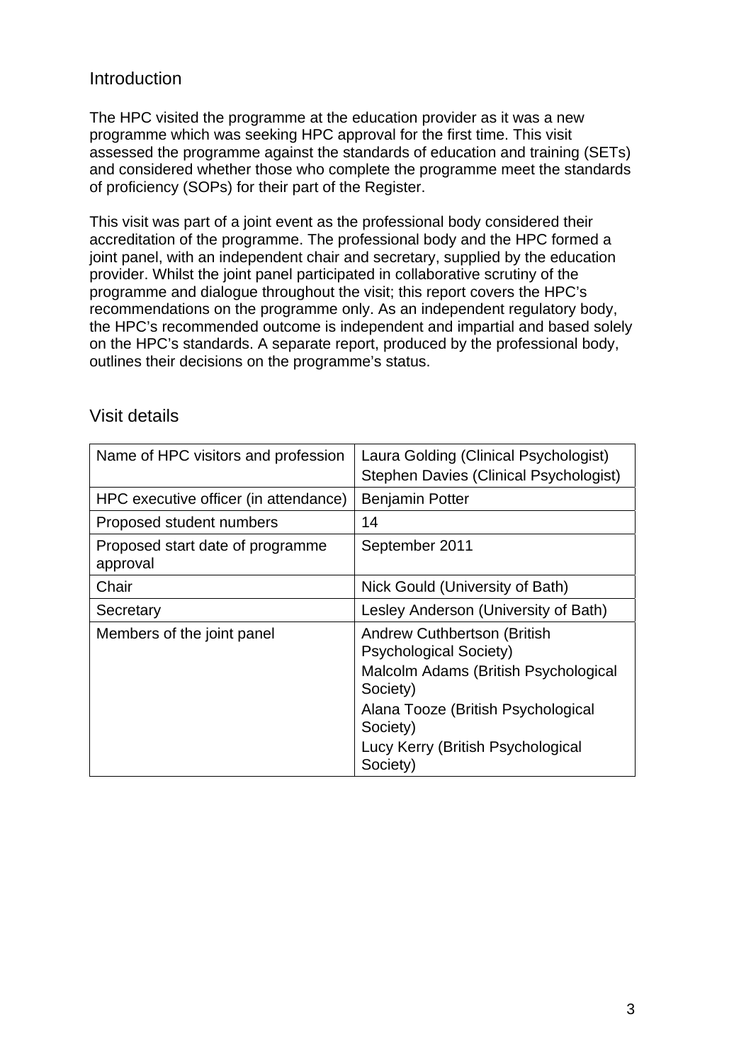## Introduction

The HPC visited the programme at the education provider as it was a new programme which was seeking HPC approval for the first time. This visit assessed the programme against the standards of education and training (SETs) and considered whether those who complete the programme meet the standards of proficiency (SOPs) for their part of the Register.

This visit was part of a joint event as the professional body considered their accreditation of the programme. The professional body and the HPC formed a joint panel, with an independent chair and secretary, supplied by the education provider. Whilst the joint panel participated in collaborative scrutiny of the programme and dialogue throughout the visit; this report covers the HPC's recommendations on the programme only. As an independent regulatory body, the HPC's recommended outcome is independent and impartial and based solely on the HPC's standards. A separate report, produced by the professional body, outlines their decisions on the programme's status.

## Visit details

| | |
|---|---|
| Name of HPC visitors and profession | Laura Golding (Clinical Psychologist)<br>Stephen Davies (Clinical Psychologist) |
| HPC executive officer (in attendance) | Benjamin Potter |
| Proposed student numbers | 14 |
| Proposed start date of programme approval | September 2011 |
| Chair | Nick Gould (University of Bath) |
| Secretary | Lesley Anderson (University of Bath) |
| Members of the joint panel | Andrew Cuthbertson (British Psychological Society)<br>Malcolm Adams (British Psychological Society)<br>Alana Tooze (British Psychological Society)<br>Lucy Kerry (British Psychological Society) |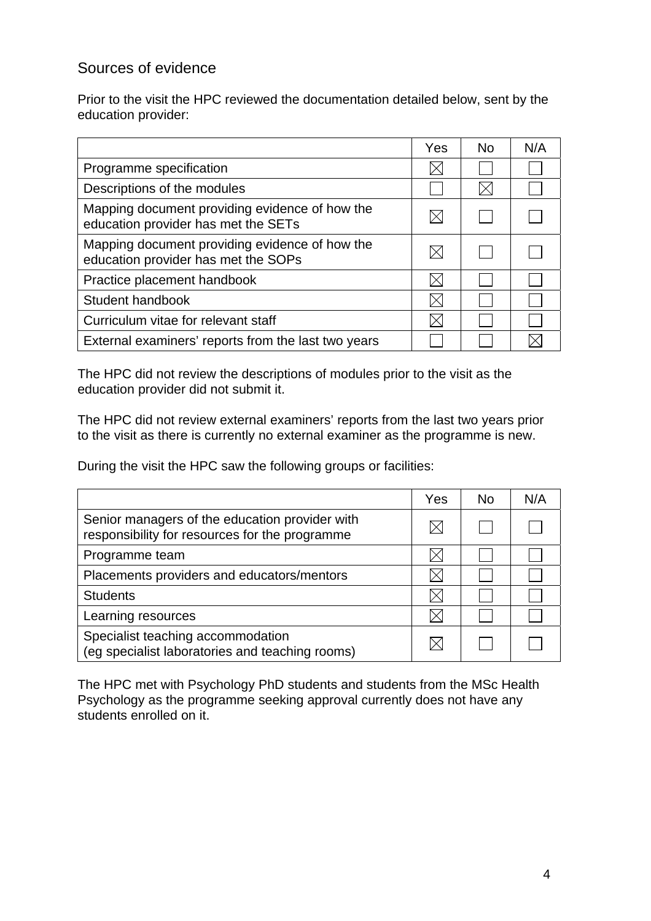## Sources of evidence

Prior to the visit the HPC reviewed the documentation detailed below, sent by the education provider:

| | Yes | No | N/A |
|---|---|---|---|
| Programme specification | ☒ | ☐ | ☐ |
| Descriptions of the modules | ☐ | ☒ | ☐ |
| Mapping document providing evidence of how the education provider has met the SETs | ☒ | ☐ | ☐ |
| Mapping document providing evidence of how the education provider has met the SOPs | ☒ | ☐ | ☐ |
| Practice placement handbook | ☒ | ☐ | ☐ |
| Student handbook | ☒ | ☐ | ☐ |
| Curriculum vitae for relevant staff | ☒ | ☐ | ☐ |
| External examiners' reports from the last two years | ☐ | ☐ | ☒ |

The HPC did not review the descriptions of modules prior to the visit as the education provider did not submit it.

The HPC did not review external examiners' reports from the last two years prior to the visit as there is currently no external examiner as the programme is new.

During the visit the HPC saw the following groups or facilities:

| | Yes | No | N/A |
|---|---|---|---|
| Senior managers of the education provider with responsibility for resources for the programme | ☒ | ☐ | ☐ |
| Programme team | ☒ | ☐ | ☐ |
| Placements providers and educators/mentors | ☒ | ☐ | ☐ |
| Students | ☒ | ☐ | ☐ |
| Learning resources | ☒ | ☐ | ☐ |
| Specialist teaching accommodation (eg specialist laboratories and teaching rooms) | ☒ | ☐ | ☐ |

The HPC met with Psychology PhD students and students from the MSc Health Psychology as the programme seeking approval currently does not have any students enrolled on it.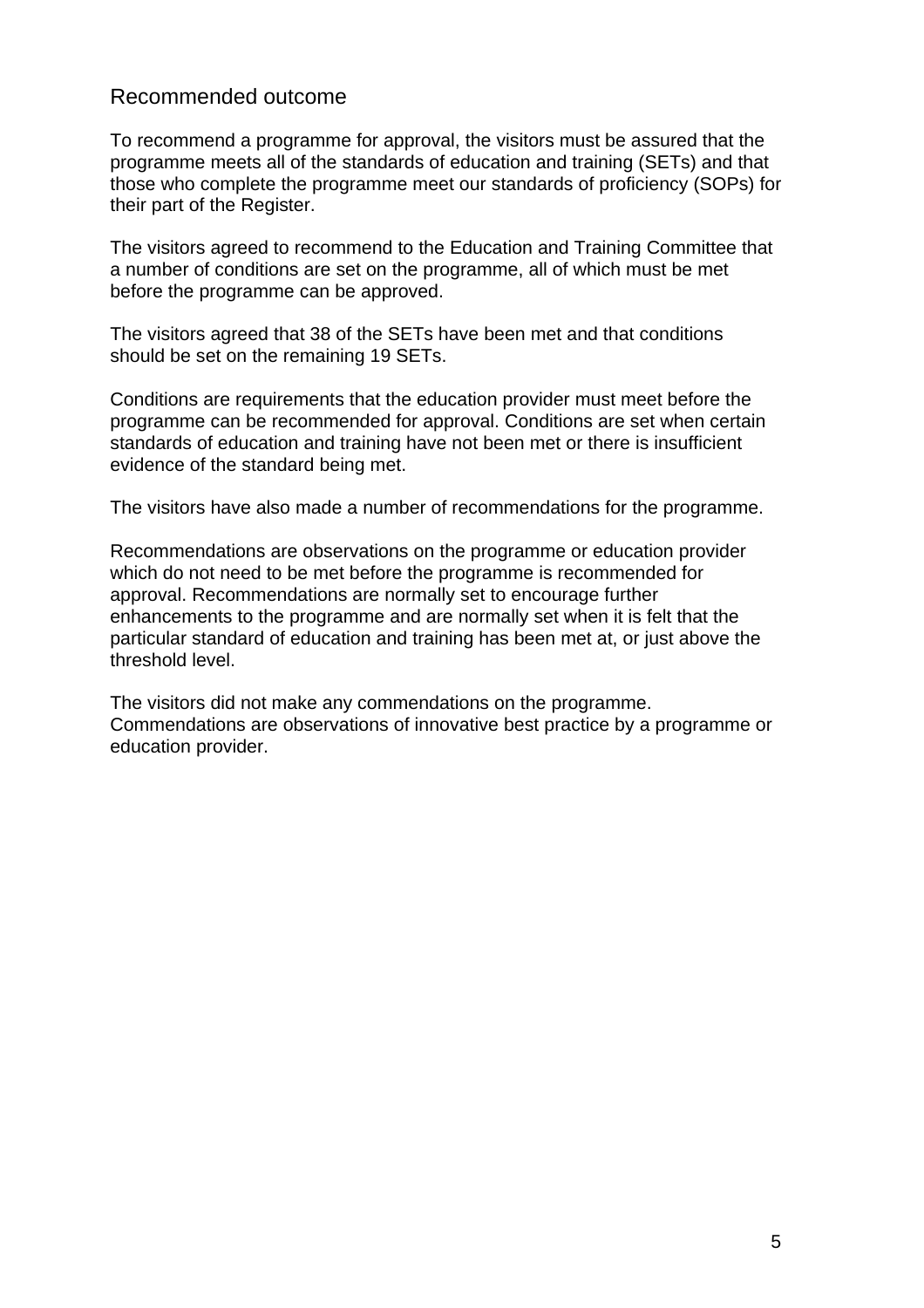## Recommended outcome

To recommend a programme for approval, the visitors must be assured that the programme meets all of the standards of education and training (SETs) and that those who complete the programme meet our standards of proficiency (SOPs) for their part of the Register.

The visitors agreed to recommend to the Education and Training Committee that a number of conditions are set on the programme, all of which must be met before the programme can be approved.

The visitors agreed that 38 of the SETs have been met and that conditions should be set on the remaining 19 SETs.

Conditions are requirements that the education provider must meet before the programme can be recommended for approval. Conditions are set when certain standards of education and training have not been met or there is insufficient evidence of the standard being met.

The visitors have also made a number of recommendations for the programme.

Recommendations are observations on the programme or education provider which do not need to be met before the programme is recommended for approval. Recommendations are normally set to encourage further enhancements to the programme and are normally set when it is felt that the particular standard of education and training has been met at, or just above the threshold level.

The visitors did not make any commendations on the programme. Commendations are observations of innovative best practice by a programme or education provider.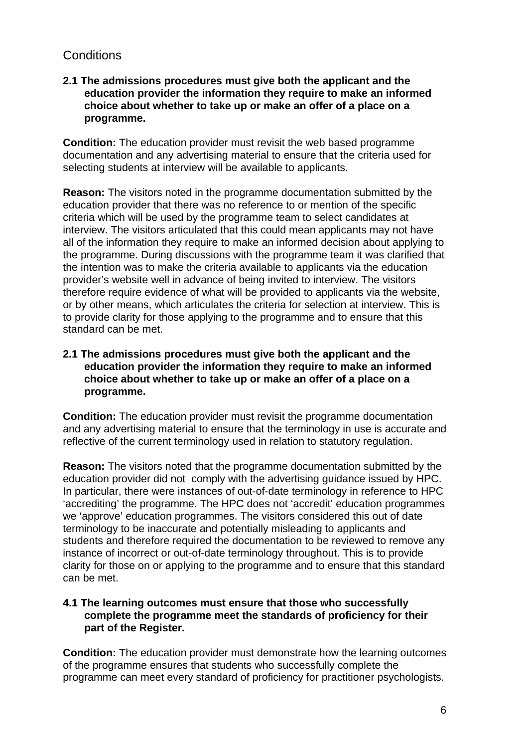## Conditions

**2.1 The admissions procedures must give both the applicant and the education provider the information they require to make an informed choice about whether to take up or make an offer of a place on a programme.**

**Condition:** The education provider must revisit the web based programme documentation and any advertising material to ensure that the criteria used for selecting students at interview will be available to applicants.

**Reason:** The visitors noted in the programme documentation submitted by the education provider that there was no reference to or mention of the specific criteria which will be used by the programme team to select candidates at interview. The visitors articulated that this could mean applicants may not have all of the information they require to make an informed decision about applying to the programme. During discussions with the programme team it was clarified that the intention was to make the criteria available to applicants via the education provider's website well in advance of being invited to interview. The visitors therefore require evidence of what will be provided to applicants via the website, or by other means, which articulates the criteria for selection at interview. This is to provide clarity for those applying to the programme and to ensure that this standard can be met.

**2.1 The admissions procedures must give both the applicant and the education provider the information they require to make an informed choice about whether to take up or make an offer of a place on a programme.**

**Condition:** The education provider must revisit the programme documentation and any advertising material to ensure that the terminology in use is accurate and reflective of the current terminology used in relation to statutory regulation.

**Reason:** The visitors noted that the programme documentation submitted by the education provider did not comply with the advertising guidance issued by HPC. In particular, there were instances of out-of-date terminology in reference to HPC 'accrediting' the programme. The HPC does not 'accredit' education programmes we 'approve' education programmes. The visitors considered this out of date terminology to be inaccurate and potentially misleading to applicants and students and therefore required the documentation to be reviewed to remove any instance of incorrect or out-of-date terminology throughout. This is to provide clarity for those on or applying to the programme and to ensure that this standard can be met.

**4.1 The learning outcomes must ensure that those who successfully complete the programme meet the standards of proficiency for their part of the Register.**

**Condition:** The education provider must demonstrate how the learning outcomes of the programme ensures that students who successfully complete the programme can meet every standard of proficiency for practitioner psychologists.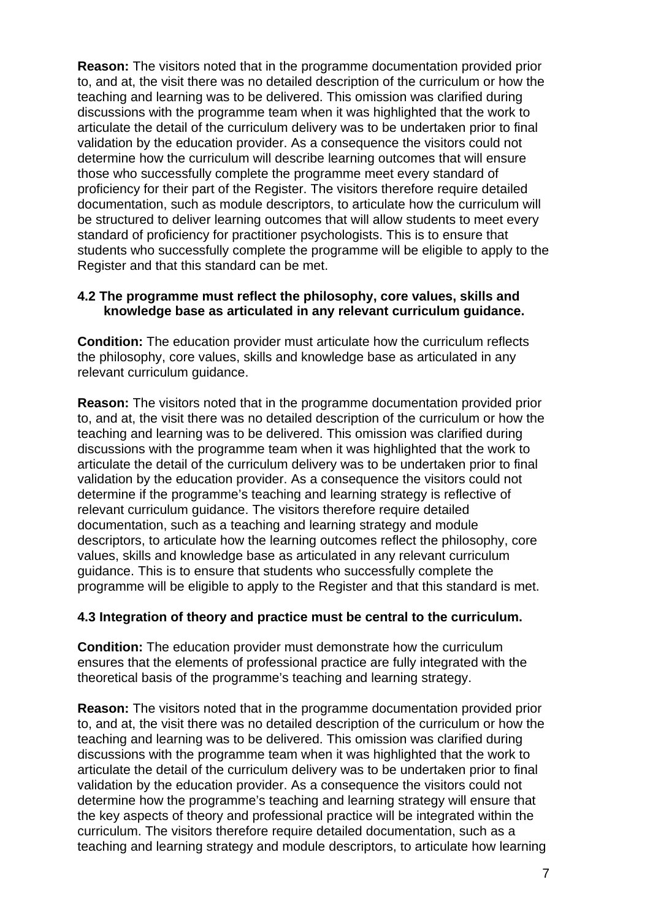**Reason:** The visitors noted that in the programme documentation provided prior to, and at, the visit there was no detailed description of the curriculum or how the teaching and learning was to be delivered. This omission was clarified during discussions with the programme team when it was highlighted that the work to articulate the detail of the curriculum delivery was to be undertaken prior to final validation by the education provider. As a consequence the visitors could not determine how the curriculum will describe learning outcomes that will ensure those who successfully complete the programme meet every standard of proficiency for their part of the Register. The visitors therefore require detailed documentation, such as module descriptors, to articulate how the curriculum will be structured to deliver learning outcomes that will allow students to meet every standard of proficiency for practitioner psychologists. This is to ensure that students who successfully complete the programme will be eligible to apply to the Register and that this standard can be met.

**4.2 The programme must reflect the philosophy, core values, skills and knowledge base as articulated in any relevant curriculum guidance.**

**Condition:** The education provider must articulate how the curriculum reflects the philosophy, core values, skills and knowledge base as articulated in any relevant curriculum guidance.

**Reason:** The visitors noted that in the programme documentation provided prior to, and at, the visit there was no detailed description of the curriculum or how the teaching and learning was to be delivered. This omission was clarified during discussions with the programme team when it was highlighted that the work to articulate the detail of the curriculum delivery was to be undertaken prior to final validation by the education provider. As a consequence the visitors could not determine if the programme's teaching and learning strategy is reflective of relevant curriculum guidance. The visitors therefore require detailed documentation, such as a teaching and learning strategy and module descriptors, to articulate how the learning outcomes reflect the philosophy, core values, skills and knowledge base as articulated in any relevant curriculum guidance. This is to ensure that students who successfully complete the programme will be eligible to apply to the Register and that this standard is met.

**4.3 Integration of theory and practice must be central to the curriculum.**

**Condition:** The education provider must demonstrate how the curriculum ensures that the elements of professional practice are fully integrated with the theoretical basis of the programme's teaching and learning strategy.

**Reason:** The visitors noted that in the programme documentation provided prior to, and at, the visit there was no detailed description of the curriculum or how the teaching and learning was to be delivered. This omission was clarified during discussions with the programme team when it was highlighted that the work to articulate the detail of the curriculum delivery was to be undertaken prior to final validation by the education provider. As a consequence the visitors could not determine how the programme's teaching and learning strategy will ensure that the key aspects of theory and professional practice will be integrated within the curriculum. The visitors therefore require detailed documentation, such as a teaching and learning strategy and module descriptors, to articulate how learning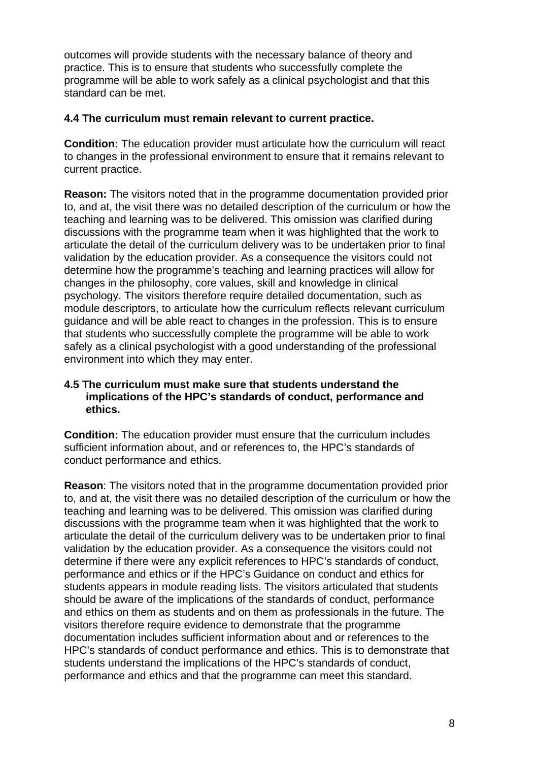outcomes will provide students with the necessary balance of theory and practice. This is to ensure that students who successfully complete the programme will be able to work safely as a clinical psychologist and that this standard can be met.

**4.4 The curriculum must remain relevant to current practice.**

**Condition:** The education provider must articulate how the curriculum will react to changes in the professional environment to ensure that it remains relevant to current practice.

**Reason:** The visitors noted that in the programme documentation provided prior to, and at, the visit there was no detailed description of the curriculum or how the teaching and learning was to be delivered. This omission was clarified during discussions with the programme team when it was highlighted that the work to articulate the detail of the curriculum delivery was to be undertaken prior to final validation by the education provider. As a consequence the visitors could not determine how the programme's teaching and learning practices will allow for changes in the philosophy, core values, skill and knowledge in clinical psychology. The visitors therefore require detailed documentation, such as module descriptors, to articulate how the curriculum reflects relevant curriculum guidance and will be able react to changes in the profession. This is to ensure that students who successfully complete the programme will be able to work safely as a clinical psychologist with a good understanding of the professional environment into which they may enter.

**4.5 The curriculum must make sure that students understand the implications of the HPC's standards of conduct, performance and ethics.**

**Condition:** The education provider must ensure that the curriculum includes sufficient information about, and or references to, the HPC's standards of conduct performance and ethics.

**Reason**: The visitors noted that in the programme documentation provided prior to, and at, the visit there was no detailed description of the curriculum or how the teaching and learning was to be delivered. This omission was clarified during discussions with the programme team when it was highlighted that the work to articulate the detail of the curriculum delivery was to be undertaken prior to final validation by the education provider. As a consequence the visitors could not determine if there were any explicit references to HPC's standards of conduct, performance and ethics or if the HPC's Guidance on conduct and ethics for students appears in module reading lists. The visitors articulated that students should be aware of the implications of the standards of conduct, performance and ethics on them as students and on them as professionals in the future. The visitors therefore require evidence to demonstrate that the programme documentation includes sufficient information about and or references to the HPC's standards of conduct performance and ethics. This is to demonstrate that students understand the implications of the HPC's standards of conduct, performance and ethics and that the programme can meet this standard.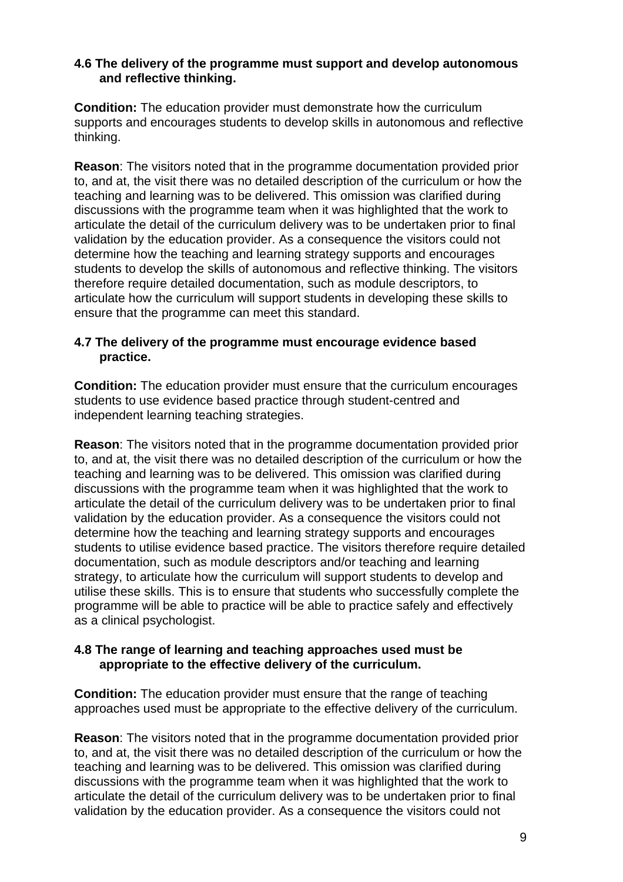**4.6 The delivery of the programme must support and develop autonomous and reflective thinking.**

**Condition:** The education provider must demonstrate how the curriculum supports and encourages students to develop skills in autonomous and reflective thinking.

**Reason**: The visitors noted that in the programme documentation provided prior to, and at, the visit there was no detailed description of the curriculum or how the teaching and learning was to be delivered. This omission was clarified during discussions with the programme team when it was highlighted that the work to articulate the detail of the curriculum delivery was to be undertaken prior to final validation by the education provider. As a consequence the visitors could not determine how the teaching and learning strategy supports and encourages students to develop the skills of autonomous and reflective thinking. The visitors therefore require detailed documentation, such as module descriptors, to articulate how the curriculum will support students in developing these skills to ensure that the programme can meet this standard.

**4.7 The delivery of the programme must encourage evidence based practice.**

**Condition:** The education provider must ensure that the curriculum encourages students to use evidence based practice through student-centred and independent learning teaching strategies.

**Reason**: The visitors noted that in the programme documentation provided prior to, and at, the visit there was no detailed description of the curriculum or how the teaching and learning was to be delivered. This omission was clarified during discussions with the programme team when it was highlighted that the work to articulate the detail of the curriculum delivery was to be undertaken prior to final validation by the education provider. As a consequence the visitors could not determine how the teaching and learning strategy supports and encourages students to utilise evidence based practice. The visitors therefore require detailed documentation, such as module descriptors and/or teaching and learning strategy, to articulate how the curriculum will support students to develop and utilise these skills. This is to ensure that students who successfully complete the programme will be able to practice will be able to practice safely and effectively as a clinical psychologist.

**4.8 The range of learning and teaching approaches used must be appropriate to the effective delivery of the curriculum.**

**Condition:** The education provider must ensure that the range of teaching approaches used must be appropriate to the effective delivery of the curriculum.

**Reason**: The visitors noted that in the programme documentation provided prior to, and at, the visit there was no detailed description of the curriculum or how the teaching and learning was to be delivered. This omission was clarified during discussions with the programme team when it was highlighted that the work to articulate the detail of the curriculum delivery was to be undertaken prior to final validation by the education provider. As a consequence the visitors could not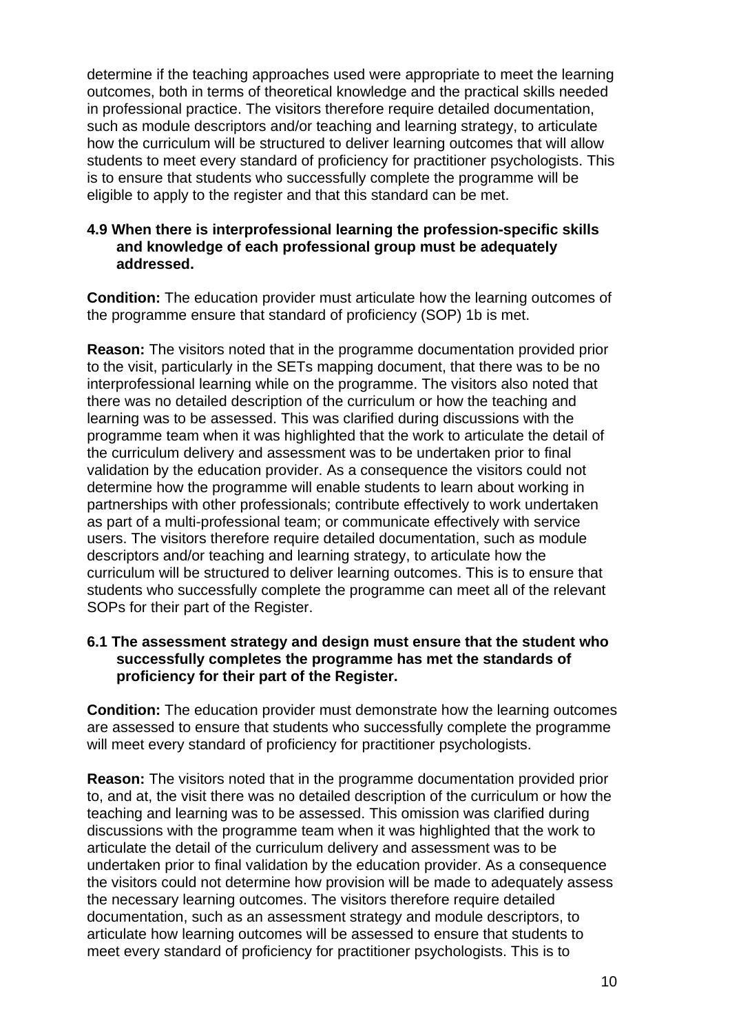determine if the teaching approaches used were appropriate to meet the learning outcomes, both in terms of theoretical knowledge and the practical skills needed in professional practice. The visitors therefore require detailed documentation, such as module descriptors and/or teaching and learning strategy, to articulate how the curriculum will be structured to deliver learning outcomes that will allow students to meet every standard of proficiency for practitioner psychologists. This is to ensure that students who successfully complete the programme will be eligible to apply to the register and that this standard can be met.

**4.9 When there is interprofessional learning the profession-specific skills and knowledge of each professional group must be adequately addressed.**

**Condition:** The education provider must articulate how the learning outcomes of the programme ensure that standard of proficiency (SOP) 1b is met.

**Reason:** The visitors noted that in the programme documentation provided prior to the visit, particularly in the SETs mapping document, that there was to be no interprofessional learning while on the programme. The visitors also noted that there was no detailed description of the curriculum or how the teaching and learning was to be assessed. This was clarified during discussions with the programme team when it was highlighted that the work to articulate the detail of the curriculum delivery and assessment was to be undertaken prior to final validation by the education provider. As a consequence the visitors could not determine how the programme will enable students to learn about working in partnerships with other professionals; contribute effectively to work undertaken as part of a multi-professional team; or communicate effectively with service users. The visitors therefore require detailed documentation, such as module descriptors and/or teaching and learning strategy, to articulate how the curriculum will be structured to deliver learning outcomes. This is to ensure that students who successfully complete the programme can meet all of the relevant SOPs for their part of the Register.

**6.1 The assessment strategy and design must ensure that the student who successfully completes the programme has met the standards of proficiency for their part of the Register.**

**Condition:** The education provider must demonstrate how the learning outcomes are assessed to ensure that students who successfully complete the programme will meet every standard of proficiency for practitioner psychologists.

**Reason:** The visitors noted that in the programme documentation provided prior to, and at, the visit there was no detailed description of the curriculum or how the teaching and learning was to be assessed. This omission was clarified during discussions with the programme team when it was highlighted that the work to articulate the detail of the curriculum delivery and assessment was to be undertaken prior to final validation by the education provider. As a consequence the visitors could not determine how provision will be made to adequately assess the necessary learning outcomes. The visitors therefore require detailed documentation, such as an assessment strategy and module descriptors, to articulate how learning outcomes will be assessed to ensure that students to meet every standard of proficiency for practitioner psychologists. This is to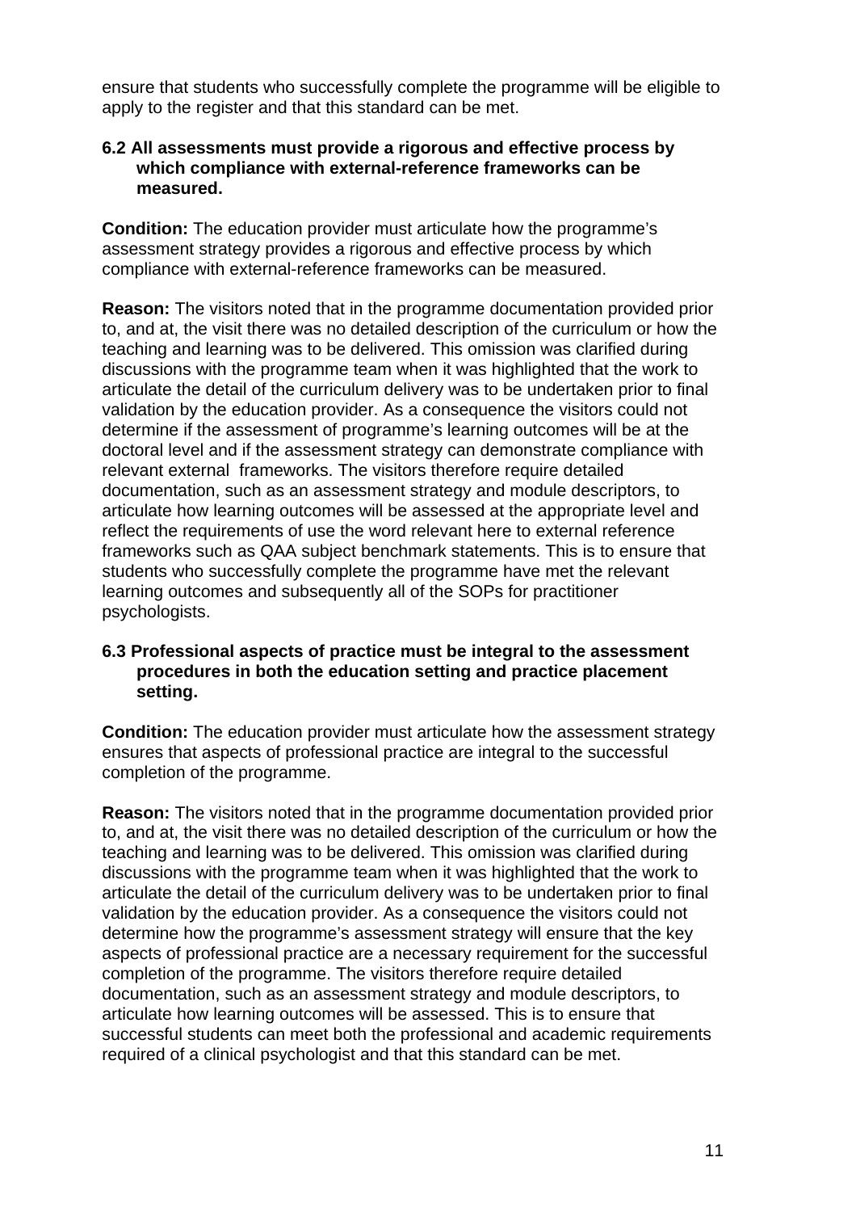ensure that students who successfully complete the programme will be eligible to apply to the register and that this standard can be met.

**6.2 All assessments must provide a rigorous and effective process by which compliance with external-reference frameworks can be measured.**

**Condition:** The education provider must articulate how the programme's assessment strategy provides a rigorous and effective process by which compliance with external-reference frameworks can be measured.

**Reason:** The visitors noted that in the programme documentation provided prior to, and at, the visit there was no detailed description of the curriculum or how the teaching and learning was to be delivered. This omission was clarified during discussions with the programme team when it was highlighted that the work to articulate the detail of the curriculum delivery was to be undertaken prior to final validation by the education provider. As a consequence the visitors could not determine if the assessment of programme's learning outcomes will be at the doctoral level and if the assessment strategy can demonstrate compliance with relevant external frameworks. The visitors therefore require detailed documentation, such as an assessment strategy and module descriptors, to articulate how learning outcomes will be assessed at the appropriate level and reflect the requirements of use the word relevant here to external reference frameworks such as QAA subject benchmark statements. This is to ensure that students who successfully complete the programme have met the relevant learning outcomes and subsequently all of the SOPs for practitioner psychologists.

**6.3 Professional aspects of practice must be integral to the assessment procedures in both the education setting and practice placement setting.**

**Condition:** The education provider must articulate how the assessment strategy ensures that aspects of professional practice are integral to the successful completion of the programme.

**Reason:** The visitors noted that in the programme documentation provided prior to, and at, the visit there was no detailed description of the curriculum or how the teaching and learning was to be delivered. This omission was clarified during discussions with the programme team when it was highlighted that the work to articulate the detail of the curriculum delivery was to be undertaken prior to final validation by the education provider. As a consequence the visitors could not determine how the programme's assessment strategy will ensure that the key aspects of professional practice are a necessary requirement for the successful completion of the programme. The visitors therefore require detailed documentation, such as an assessment strategy and module descriptors, to articulate how learning outcomes will be assessed. This is to ensure that successful students can meet both the professional and academic requirements required of a clinical psychologist and that this standard can be met.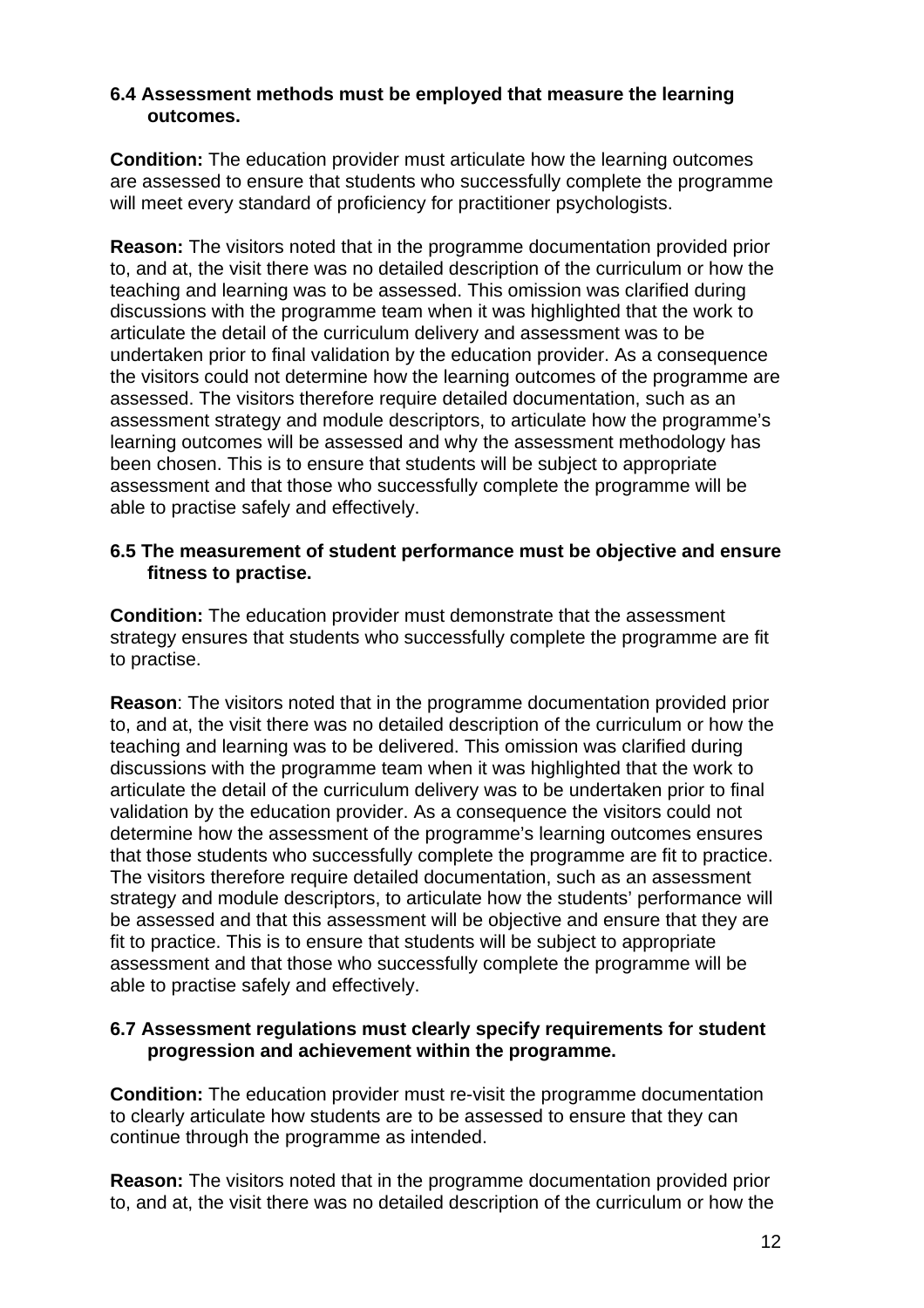**6.4 Assessment methods must be employed that measure the learning outcomes.**

**Condition:** The education provider must articulate how the learning outcomes are assessed to ensure that students who successfully complete the programme will meet every standard of proficiency for practitioner psychologists.

**Reason:** The visitors noted that in the programme documentation provided prior to, and at, the visit there was no detailed description of the curriculum or how the teaching and learning was to be assessed. This omission was clarified during discussions with the programme team when it was highlighted that the work to articulate the detail of the curriculum delivery and assessment was to be undertaken prior to final validation by the education provider. As a consequence the visitors could not determine how the learning outcomes of the programme are assessed. The visitors therefore require detailed documentation, such as an assessment strategy and module descriptors, to articulate how the programme's learning outcomes will be assessed and why the assessment methodology has been chosen. This is to ensure that students will be subject to appropriate assessment and that those who successfully complete the programme will be able to practise safely and effectively.

**6.5 The measurement of student performance must be objective and ensure fitness to practise.**

**Condition:** The education provider must demonstrate that the assessment strategy ensures that students who successfully complete the programme are fit to practise.

**Reason**: The visitors noted that in the programme documentation provided prior to, and at, the visit there was no detailed description of the curriculum or how the teaching and learning was to be delivered. This omission was clarified during discussions with the programme team when it was highlighted that the work to articulate the detail of the curriculum delivery was to be undertaken prior to final validation by the education provider. As a consequence the visitors could not determine how the assessment of the programme's learning outcomes ensures that those students who successfully complete the programme are fit to practice. The visitors therefore require detailed documentation, such as an assessment strategy and module descriptors, to articulate how the students' performance will be assessed and that this assessment will be objective and ensure that they are fit to practice. This is to ensure that students will be subject to appropriate assessment and that those who successfully complete the programme will be able to practise safely and effectively.

**6.7 Assessment regulations must clearly specify requirements for student progression and achievement within the programme.**

**Condition:** The education provider must re-visit the programme documentation to clearly articulate how students are to be assessed to ensure that they can continue through the programme as intended.

**Reason:** The visitors noted that in the programme documentation provided prior to, and at, the visit there was no detailed description of the curriculum or how the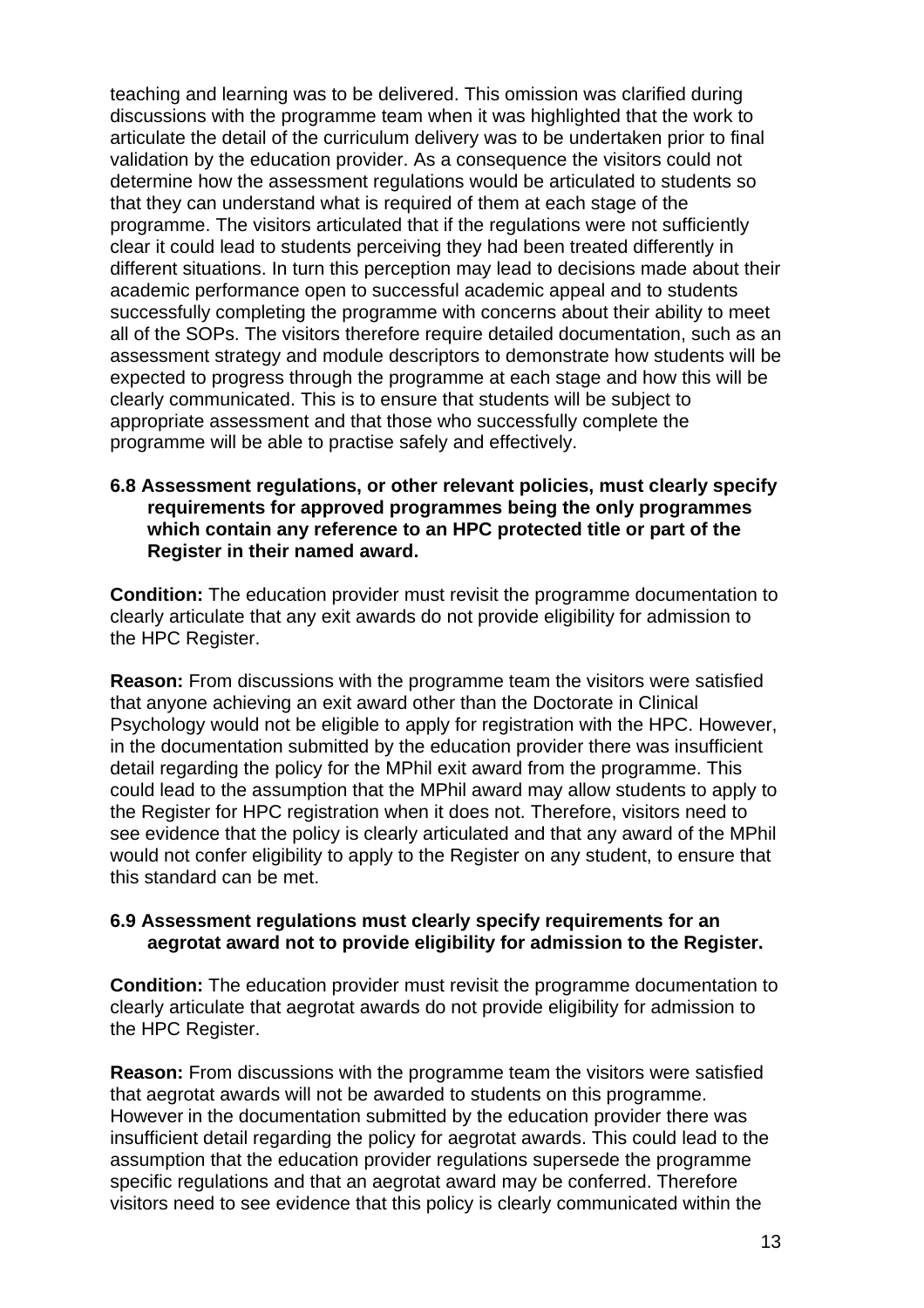teaching and learning was to be delivered. This omission was clarified during discussions with the programme team when it was highlighted that the work to articulate the detail of the curriculum delivery was to be undertaken prior to final validation by the education provider. As a consequence the visitors could not determine how the assessment regulations would be articulated to students so that they can understand what is required of them at each stage of the programme. The visitors articulated that if the regulations were not sufficiently clear it could lead to students perceiving they had been treated differently in different situations. In turn this perception may lead to decisions made about their academic performance open to successful academic appeal and to students successfully completing the programme with concerns about their ability to meet all of the SOPs. The visitors therefore require detailed documentation, such as an assessment strategy and module descriptors to demonstrate how students will be expected to progress through the programme at each stage and how this will be clearly communicated. This is to ensure that students will be subject to appropriate assessment and that those who successfully complete the programme will be able to practise safely and effectively.

**6.8 Assessment regulations, or other relevant policies, must clearly specify requirements for approved programmes being the only programmes which contain any reference to an HPC protected title or part of the Register in their named award.**

**Condition:** The education provider must revisit the programme documentation to clearly articulate that any exit awards do not provide eligibility for admission to the HPC Register.

**Reason:** From discussions with the programme team the visitors were satisfied that anyone achieving an exit award other than the Doctorate in Clinical Psychology would not be eligible to apply for registration with the HPC. However, in the documentation submitted by the education provider there was insufficient detail regarding the policy for the MPhil exit award from the programme. This could lead to the assumption that the MPhil award may allow students to apply to the Register for HPC registration when it does not. Therefore, visitors need to see evidence that the policy is clearly articulated and that any award of the MPhil would not confer eligibility to apply to the Register on any student, to ensure that this standard can be met.

**6.9 Assessment regulations must clearly specify requirements for an aegrotat award not to provide eligibility for admission to the Register.**

**Condition:** The education provider must revisit the programme documentation to clearly articulate that aegrotat awards do not provide eligibility for admission to the HPC Register.

**Reason:** From discussions with the programme team the visitors were satisfied that aegrotat awards will not be awarded to students on this programme. However in the documentation submitted by the education provider there was insufficient detail regarding the policy for aegrotat awards. This could lead to the assumption that the education provider regulations supersede the programme specific regulations and that an aegrotat award may be conferred. Therefore visitors need to see evidence that this policy is clearly communicated within the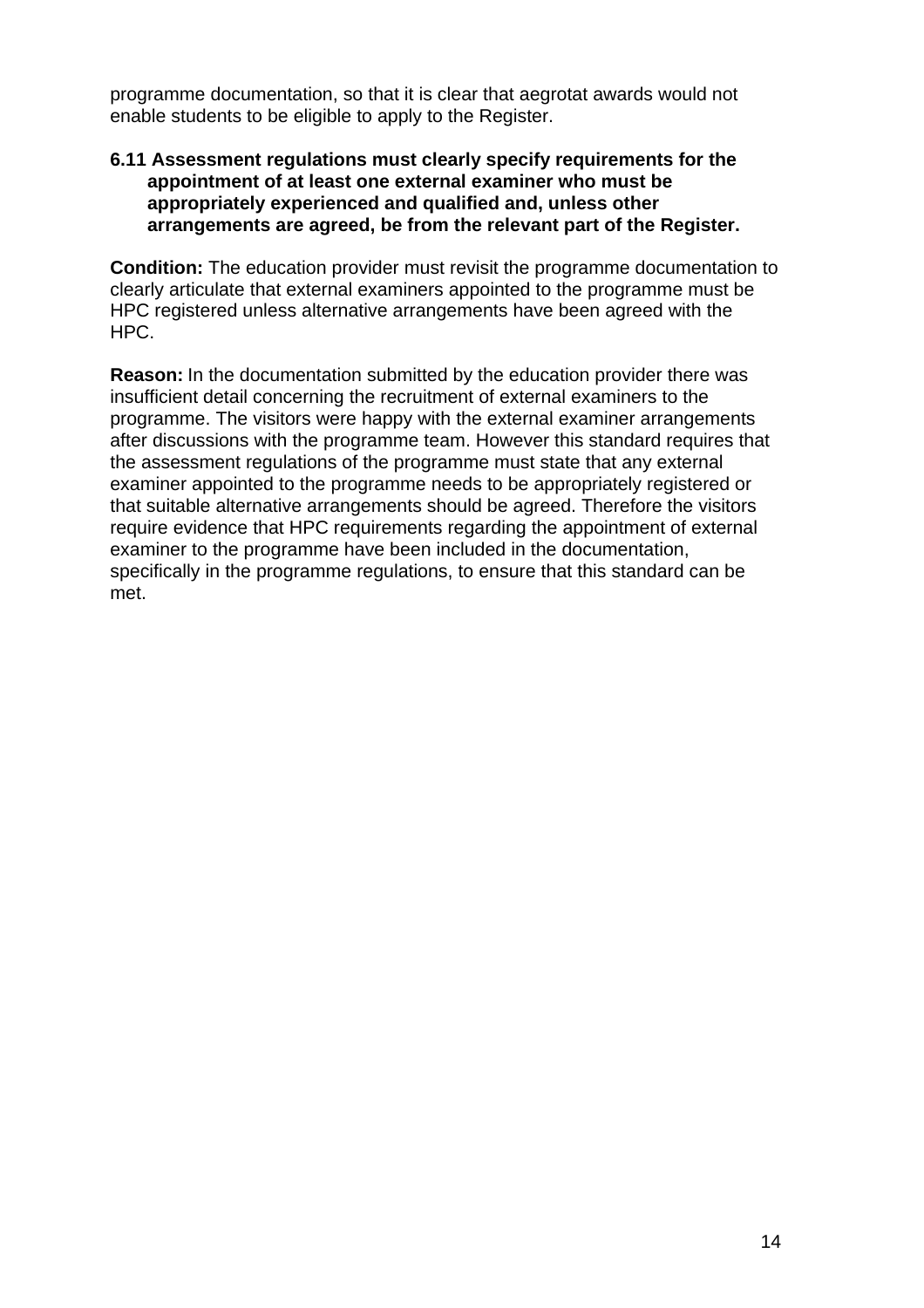programme documentation, so that it is clear that aegrotat awards would not enable students to be eligible to apply to the Register.

**6.11 Assessment regulations must clearly specify requirements for the appointment of at least one external examiner who must be appropriately experienced and qualified and, unless other arrangements are agreed, be from the relevant part of the Register.**

**Condition:** The education provider must revisit the programme documentation to clearly articulate that external examiners appointed to the programme must be HPC registered unless alternative arrangements have been agreed with the HPC.

**Reason:** In the documentation submitted by the education provider there was insufficient detail concerning the recruitment of external examiners to the programme. The visitors were happy with the external examiner arrangements after discussions with the programme team. However this standard requires that the assessment regulations of the programme must state that any external examiner appointed to the programme needs to be appropriately registered or that suitable alternative arrangements should be agreed. Therefore the visitors require evidence that HPC requirements regarding the appointment of external examiner to the programme have been included in the documentation, specifically in the programme regulations, to ensure that this standard can be met.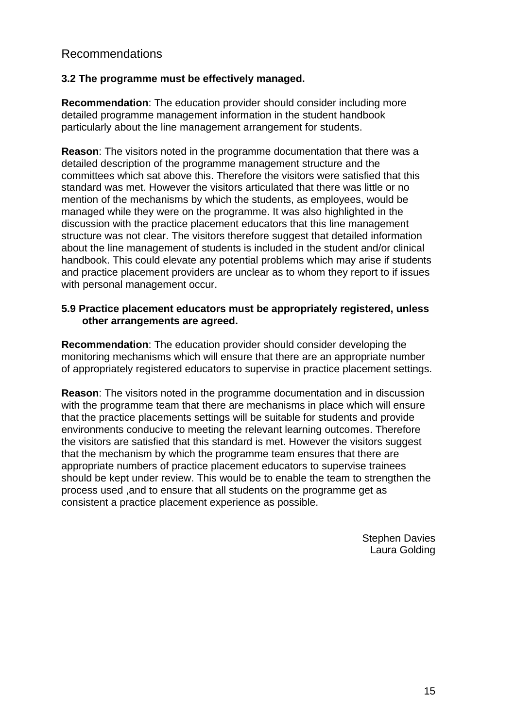## Recommendations

**3.2 The programme must be effectively managed.**

**Recommendation**: The education provider should consider including more detailed programme management information in the student handbook particularly about the line management arrangement for students.

**Reason**: The visitors noted in the programme documentation that there was a detailed description of the programme management structure and the committees which sat above this. Therefore the visitors were satisfied that this standard was met. However the visitors articulated that there was little or no mention of the mechanisms by which the students, as employees, would be managed while they were on the programme. It was also highlighted in the discussion with the practice placement educators that this line management structure was not clear. The visitors therefore suggest that detailed information about the line management of students is included in the student and/or clinical handbook. This could elevate any potential problems which may arise if students and practice placement providers are unclear as to whom they report to if issues with personal management occur.

**5.9 Practice placement educators must be appropriately registered, unless other arrangements are agreed.**

**Recommendation**: The education provider should consider developing the monitoring mechanisms which will ensure that there are an appropriate number of appropriately registered educators to supervise in practice placement settings.

**Reason**: The visitors noted in the programme documentation and in discussion with the programme team that there are mechanisms in place which will ensure that the practice placements settings will be suitable for students and provide environments conducive to meeting the relevant learning outcomes. Therefore the visitors are satisfied that this standard is met. However the visitors suggest that the mechanism by which the programme team ensures that there are appropriate numbers of practice placement educators to supervise trainees should be kept under review. This would be to enable the team to strengthen the process used ,and to ensure that all students on the programme get as consistent a practice placement experience as possible.

Stephen Davies
Laura Golding